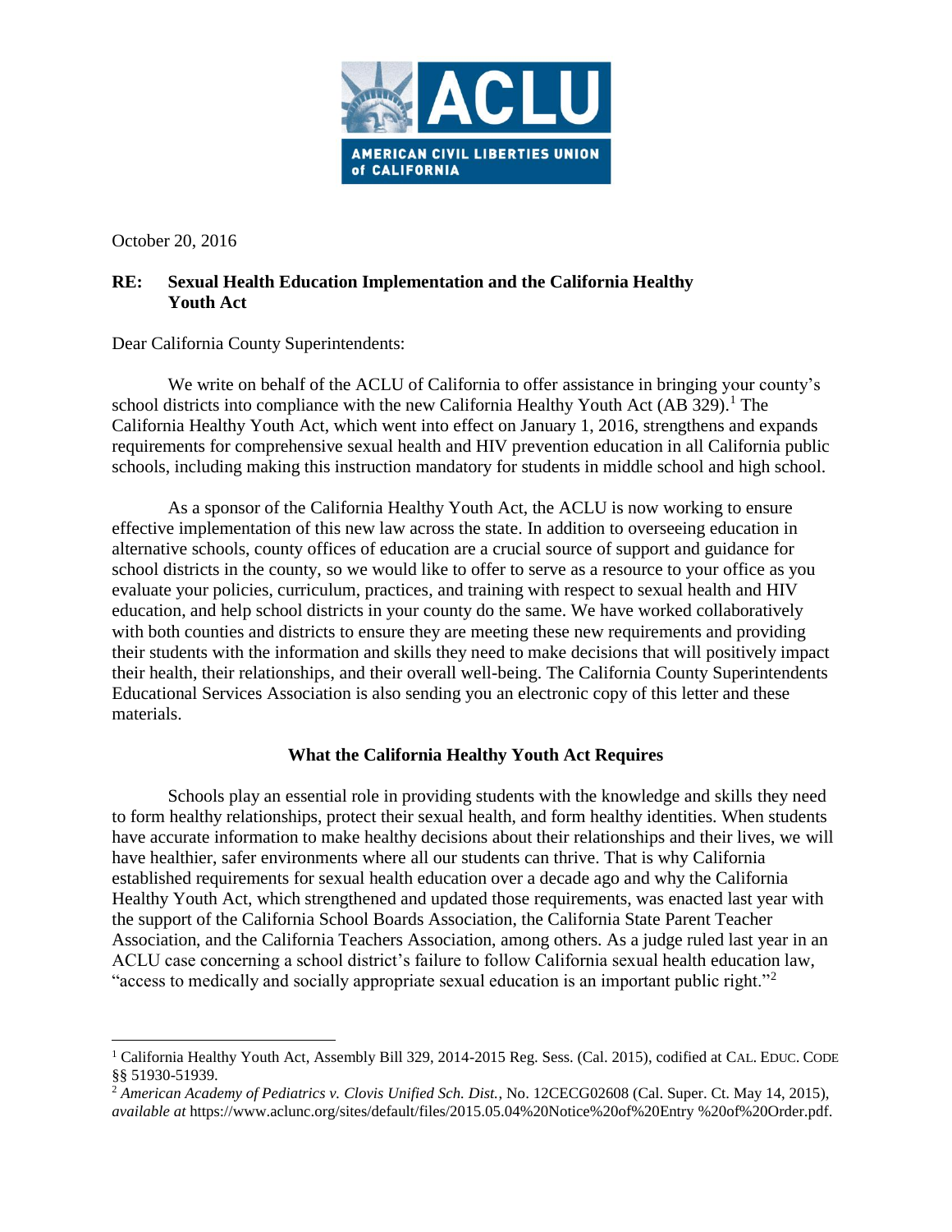ACLU

AMERICAN CIVIL LIBERTIES UNION of CALIFORNIA

October 20, 2016

**RE: Sexual Health Education Implementation and the California Healthy Youth Act**

Dear California County Superintendents:

We write on behalf of the ACLU of California to offer assistance in bringing your county's school districts into compliance with the new California Healthy Youth Act (AB 329).[1] The California Healthy Youth Act, which went into effect on January 1, 2016, strengthens and expands requirements for comprehensive sexual health and HIV prevention education in all California public schools, including making this instruction mandatory for students in middle school and high school.

As a sponsor of the California Healthy Youth Act, the ACLU is now working to ensure effective implementation of this new law across the state. In addition to overseeing education in alternative schools, county offices of education are a crucial source of support and guidance for school districts in the county, so we would like to offer to serve as a resource to your office as you evaluate your policies, curriculum, practices, and training with respect to sexual health and HIV education, and help school districts in your county do the same. We have worked collaboratively with both counties and districts to ensure they are meeting these new requirements and providing their students with the information and skills they need to make decisions that will positively impact their health, their relationships, and their overall well-being. The California County Superintendents Educational Services Association is also sending you an electronic copy of this letter and these materials.

## What the California Healthy Youth Act Requires

Schools play an essential role in providing students with the knowledge and skills they need to form healthy relationships, protect their sexual health, and form healthy identities. When students have accurate information to make healthy decisions about their relationships and their lives, we will have healthier, safer environments where all our students can thrive. That is why California established requirements for sexual health education over a decade ago and why the California Healthy Youth Act, which strengthened and updated those requirements, was enacted last year with the support of the California School Boards Association, the California State Parent Teacher Association, and the California Teachers Association, among others. As a judge ruled last year in an ACLU case concerning a school district's failure to follow California sexual health education law, "access to medically and socially appropriate sexual education is an important public right."[2]

---

[1] California Healthy Youth Act, Assembly Bill 329, 2014-2015 Reg. Sess. (Cal. 2015), codified at CAL. EDUC. CODE §§ 51930-51939.

[2] *American Academy of Pediatrics v. Clovis Unified Sch. Dist.*, No. 12CECG02608 (Cal. Super. Ct. May 14, 2015), *available at* https://www.aclunc.org/sites/default/files/2015.05.04%20Notice%20of%20Entry %20of%20Order.pdf.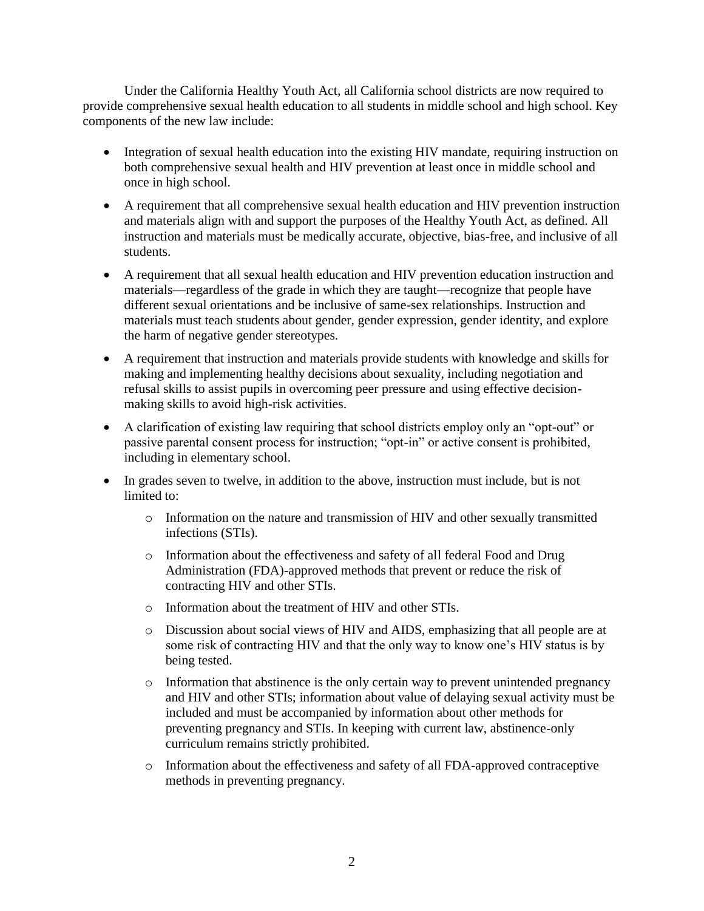Under the California Healthy Youth Act, all California school districts are now required to provide comprehensive sexual health education to all students in middle school and high school. Key components of the new law include:

- Integration of sexual health education into the existing HIV mandate, requiring instruction on both comprehensive sexual health and HIV prevention at least once in middle school and once in high school.
- A requirement that all comprehensive sexual health education and HIV prevention instruction and materials align with and support the purposes of the Healthy Youth Act, as defined. All instruction and materials must be medically accurate, objective, bias-free, and inclusive of all students.
- A requirement that all sexual health education and HIV prevention education instruction and materials—regardless of the grade in which they are taught—recognize that people have different sexual orientations and be inclusive of same-sex relationships. Instruction and materials must teach students about gender, gender expression, gender identity, and explore the harm of negative gender stereotypes.
- A requirement that instruction and materials provide students with knowledge and skills for making and implementing healthy decisions about sexuality, including negotiation and refusal skills to assist pupils in overcoming peer pressure and using effective decision-making skills to avoid high-risk activities.
- A clarification of existing law requiring that school districts employ only an "opt-out" or passive parental consent process for instruction; "opt-in" or active consent is prohibited, including in elementary school.
- In grades seven to twelve, in addition to the above, instruction must include, but is not limited to:
  - Information on the nature and transmission of HIV and other sexually transmitted infections (STIs).
  - Information about the effectiveness and safety of all federal Food and Drug Administration (FDA)-approved methods that prevent or reduce the risk of contracting HIV and other STIs.
  - Information about the treatment of HIV and other STIs.
  - Discussion about social views of HIV and AIDS, emphasizing that all people are at some risk of contracting HIV and that the only way to know one's HIV status is by being tested.
  - Information that abstinence is the only certain way to prevent unintended pregnancy and HIV and other STIs; information about value of delaying sexual activity must be included and must be accompanied by information about other methods for preventing pregnancy and STIs. In keeping with current law, abstinence-only curriculum remains strictly prohibited.
  - Information about the effectiveness and safety of all FDA-approved contraceptive methods in preventing pregnancy.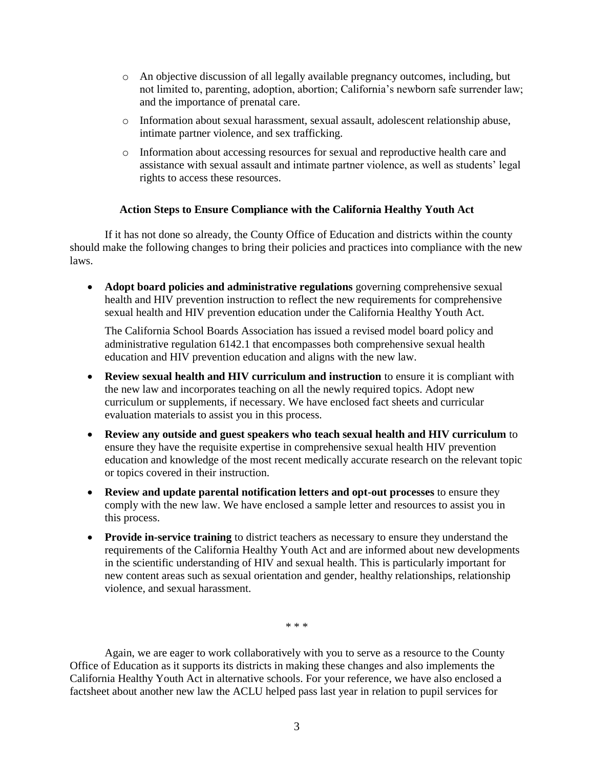- An objective discussion of all legally available pregnancy outcomes, including, but not limited to, parenting, adoption, abortion; California's newborn safe surrender law; and the importance of prenatal care.
  - Information about sexual harassment, sexual assault, adolescent relationship abuse, intimate partner violence, and sex trafficking.
  - Information about accessing resources for sexual and reproductive health care and assistance with sexual assault and intimate partner violence, as well as students' legal rights to access these resources.

**Action Steps to Ensure Compliance with the California Healthy Youth Act**

If it has not done so already, the County Office of Education and districts within the county should make the following changes to bring their policies and practices into compliance with the new laws.

- **Adopt board policies and administrative regulations** governing comprehensive sexual health and HIV prevention instruction to reflect the new requirements for comprehensive sexual health and HIV prevention education under the California Healthy Youth Act.

  The California School Boards Association has issued a revised model board policy and administrative regulation 6142.1 that encompasses both comprehensive sexual health education and HIV prevention education and aligns with the new law.

- **Review sexual health and HIV curriculum and instruction** to ensure it is compliant with the new law and incorporates teaching on all the newly required topics. Adopt new curriculum or supplements, if necessary. We have enclosed fact sheets and curricular evaluation materials to assist you in this process.

- **Review any outside and guest speakers who teach sexual health and HIV curriculum** to ensure they have the requisite expertise in comprehensive sexual health HIV prevention education and knowledge of the most recent medically accurate research on the relevant topic or topics covered in their instruction.

- **Review and update parental notification letters and opt-out processes** to ensure they comply with the new law. We have enclosed a sample letter and resources to assist you in this process.

- **Provide in-service training** to district teachers as necessary to ensure they understand the requirements of the California Healthy Youth Act and are informed about new developments in the scientific understanding of HIV and sexual health. This is particularly important for new content areas such as sexual orientation and gender, healthy relationships, relationship violence, and sexual harassment.

\* \* \*

Again, we are eager to work collaboratively with you to serve as a resource to the County Office of Education as it supports its districts in making these changes and also implements the California Healthy Youth Act in alternative schools. For your reference, we have also enclosed a factsheet about another new law the ACLU helped pass last year in relation to pupil services for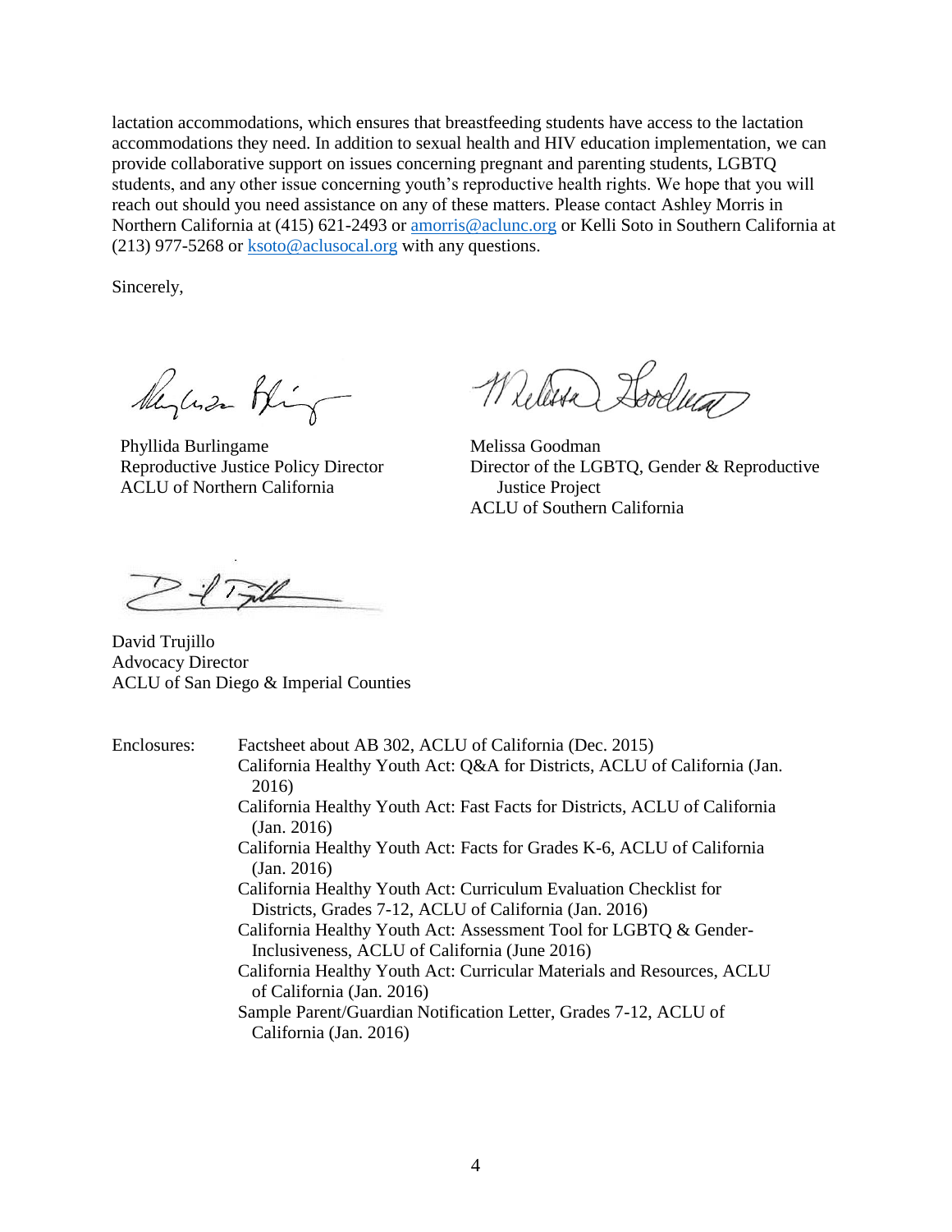lactation accommodations, which ensures that breastfeeding students have access to the lactation accommodations they need. In addition to sexual health and HIV education implementation, we can provide collaborative support on issues concerning pregnant and parenting students, LGBTQ students, and any other issue concerning youth's reproductive health rights. We hope that you will reach out should you need assistance on any of these matters. Please contact Ashley Morris in Northern California at (415) 621-2493 or amorris@aclunc.org or Kelli Soto in Southern California at (213) 977-5268 or ksoto@aclusocal.org with any questions.

Sincerely,

Phyllida Burlingame
Reproductive Justice Policy Director
ACLU of Northern California

Melissa Goodman
Director of the LGBTQ, Gender & Reproductive Justice Project
ACLU of Southern California

David Trujillo
Advocacy Director
ACLU of San Diego & Imperial Counties

Enclosures:
- Factsheet about AB 302, ACLU of California (Dec. 2015)
- California Healthy Youth Act: Q&A for Districts, ACLU of California (Jan. 2016)
- California Healthy Youth Act: Fast Facts for Districts, ACLU of California (Jan. 2016)
- California Healthy Youth Act: Facts for Grades K-6, ACLU of California (Jan. 2016)
- California Healthy Youth Act: Curriculum Evaluation Checklist for Districts, Grades 7-12, ACLU of California (Jan. 2016)
- California Healthy Youth Act: Assessment Tool for LGBTQ & Gender-Inclusiveness, ACLU of California (June 2016)
- California Healthy Youth Act: Curricular Materials and Resources, ACLU of California (Jan. 2016)
- Sample Parent/Guardian Notification Letter, Grades 7-12, ACLU of California (Jan. 2016)